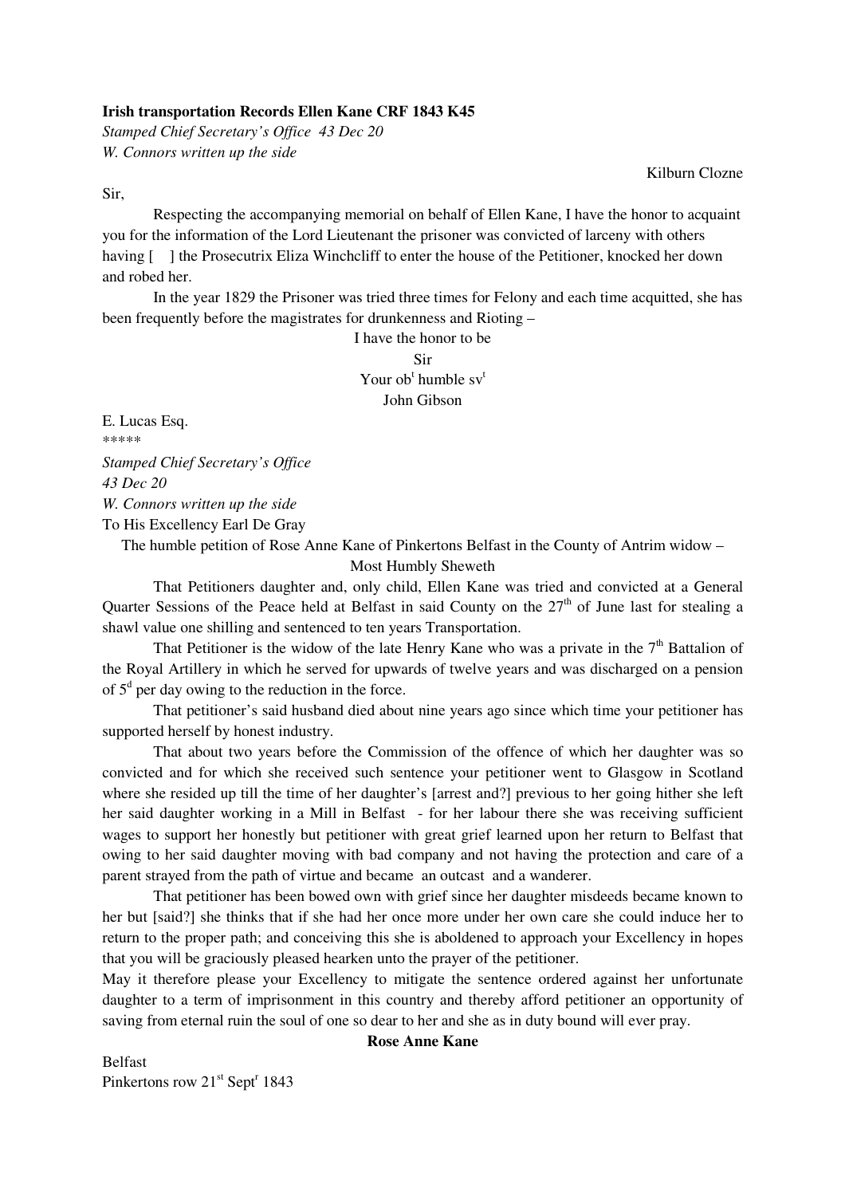**Irish transportation Records Ellen Kane CRF 1843 K45**

*Stamped Chief Secretary's Office 43 Dec 20*

*W. Connors written up the side*

Kilburn Clozne

Sir,

Respecting the accompanying memorial on behalf of Ellen Kane, I have the honor to acquaint you for the information of the Lord Lieutenant the prisoner was convicted of larceny with others having [ ] the Prosecutrix Eliza Winchcliff to enter the house of the Petitioner, knocked her down and robed her.

In the year 1829 the Prisoner was tried three times for Felony and each time acquitted, she has been frequently before the magistrates for drunkenness and Rioting –

I have the honor to be

Sir

Your ob[t] humble sv[t]

John Gibson

E. Lucas Esq.

*****

*Stamped Chief Secretary's Office*

*43 Dec 20*

*W. Connors written up the side*

To His Excellency Earl De Gray

The humble petition of Rose Anne Kane of Pinkertons Belfast in the County of Antrim widow –

Most Humbly Sheweth

That Petitioners daughter and, only child, Ellen Kane was tried and convicted at a General Quarter Sessions of the Peace held at Belfast in said County on the 27[th] of June last for stealing a shawl value one shilling and sentenced to ten years Transportation.

That Petitioner is the widow of the late Henry Kane who was a private in the 7[th] Battalion of the Royal Artillery in which he served for upwards of twelve years and was discharged on a pension of 5[d] per day owing to the reduction in the force.

That petitioner's said husband died about nine years ago since which time your petitioner has supported herself by honest industry.

That about two years before the Commission of the offence of which her daughter was so convicted and for which she received such sentence your petitioner went to Glasgow in Scotland where she resided up till the time of her daughter's [arrest and?] previous to her going hither she left her said daughter working in a Mill in Belfast - for her labour there she was receiving sufficient wages to support her honestly but petitioner with great grief learned upon her return to Belfast that owing to her said daughter moving with bad company and not having the protection and care of a parent strayed from the path of virtue and became an outcast and a wanderer.

That petitioner has been bowed own with grief since her daughter misdeeds became known to her but [said?] she thinks that if she had her once more under her own care she could induce her to return to the proper path; and conceiving this she is aboldened to approach your Excellency in hopes that you will be graciously pleased hearken unto the prayer of the petitioner.

May it therefore please your Excellency to mitigate the sentence ordered against her unfortunate daughter to a term of imprisonment in this country and thereby afford petitioner an opportunity of saving from eternal ruin the soul of one so dear to her and she as in duty bound will ever pray.

**Rose Anne Kane**

Belfast

Pinkertons row 21[st] Sept[r] 1843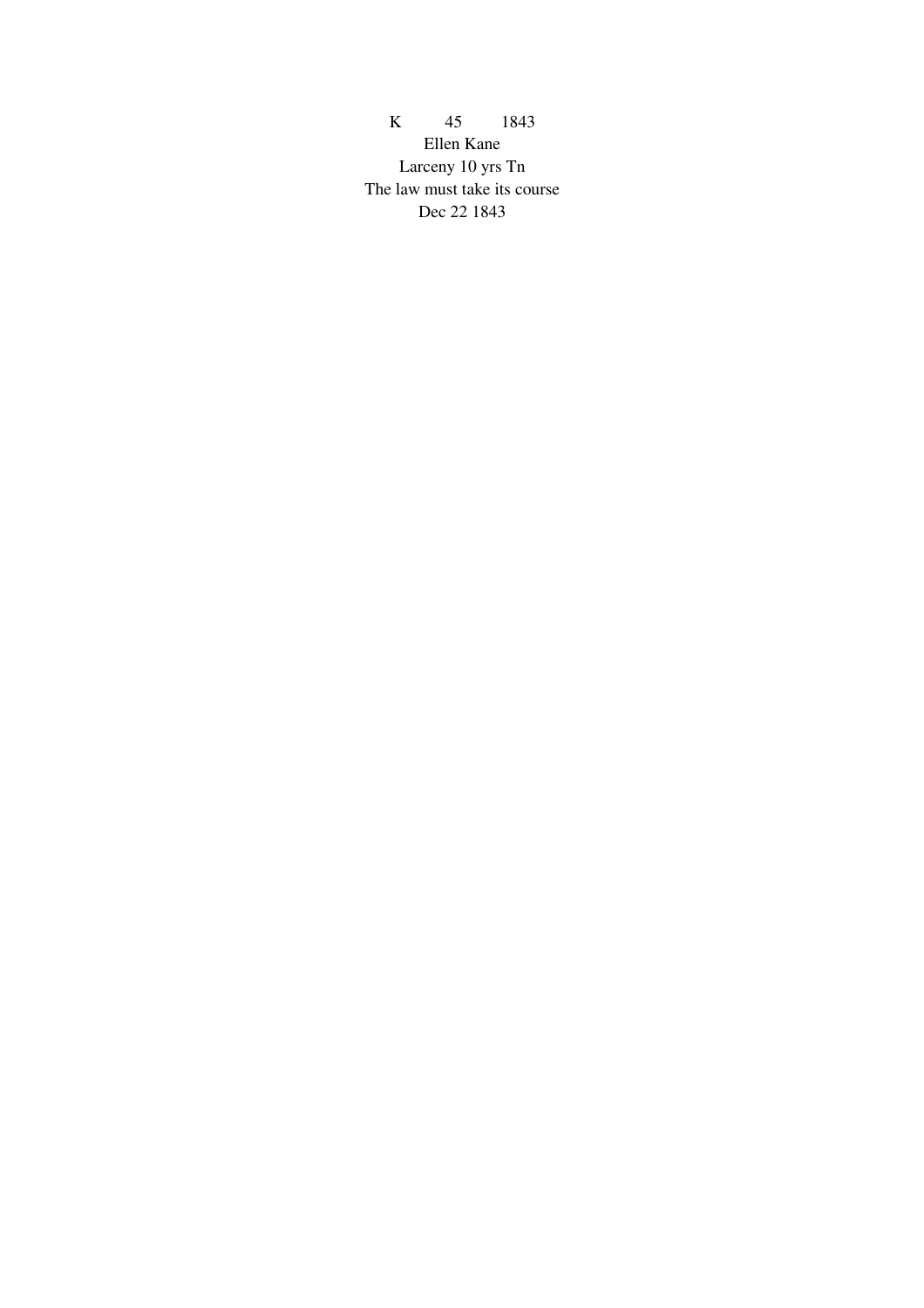K 45 1843

Ellen Kane

Larceny 10 yrs Tn

The law must take its course

Dec 22 1843